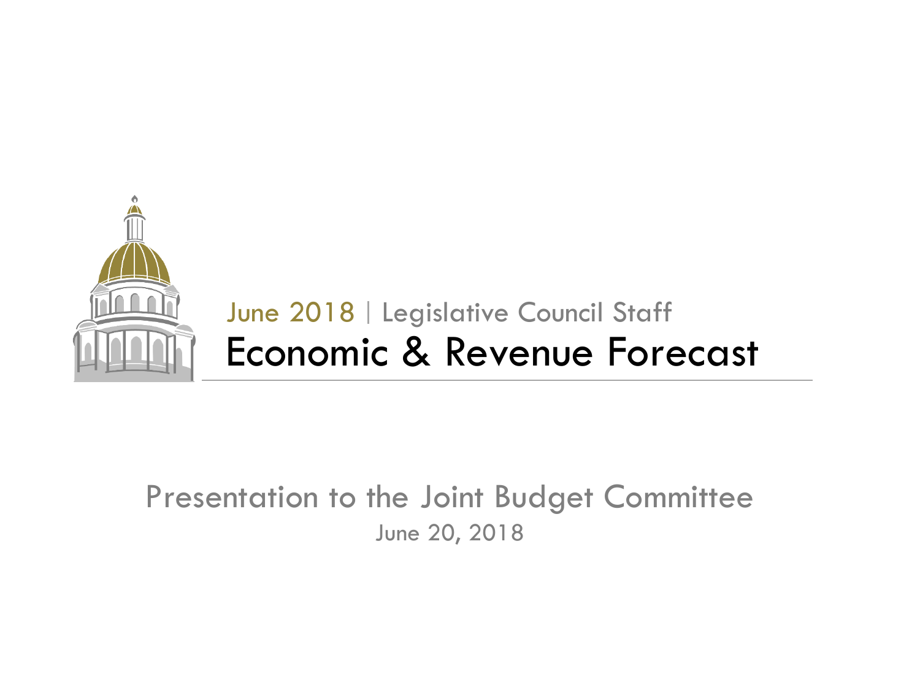June 2018 | Legislative Council Staff

# Economic & Revenue Forecast

## Presentation to the Joint Budget Committee

June 20, 2018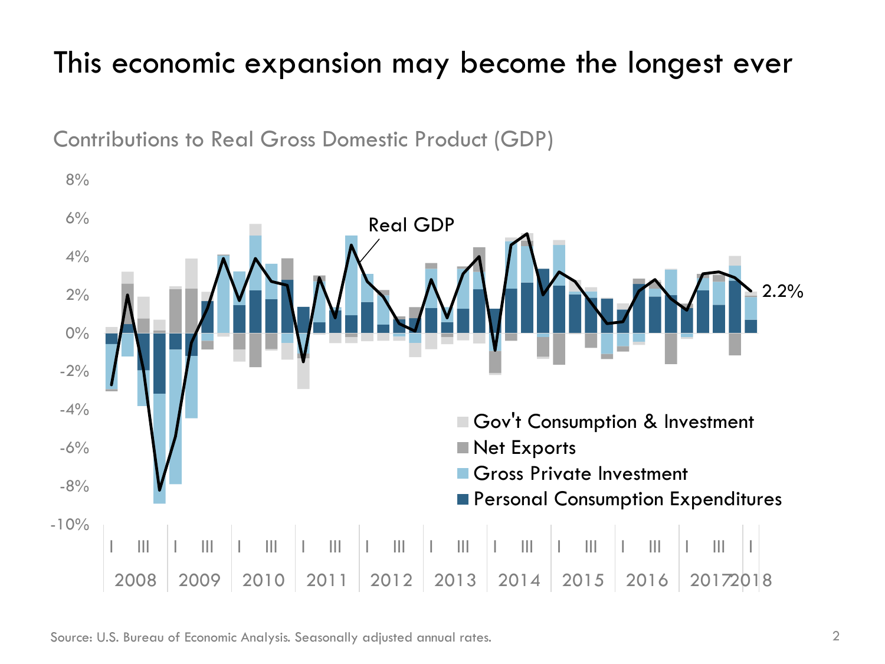# This economic expansion may become the longest ever

Contributions to Real Gross Domestic Product (GDP)

8%
6%
4%
2%
0%
-2%
-4%
-6%
-8%
-10%

Real GDP

2.2%

Gov't Consumption & Investment
Net Exports
Gross Private Investment
Personal Consumption Expenditures

I III I III I III I III I III I III I III I III I III I III I

2008 2009 2010 2011 2012 2013 2014 2015 2016 2017 2018

Source: U.S. Bureau of Economic Analysis. Seasonally adjusted annual rates.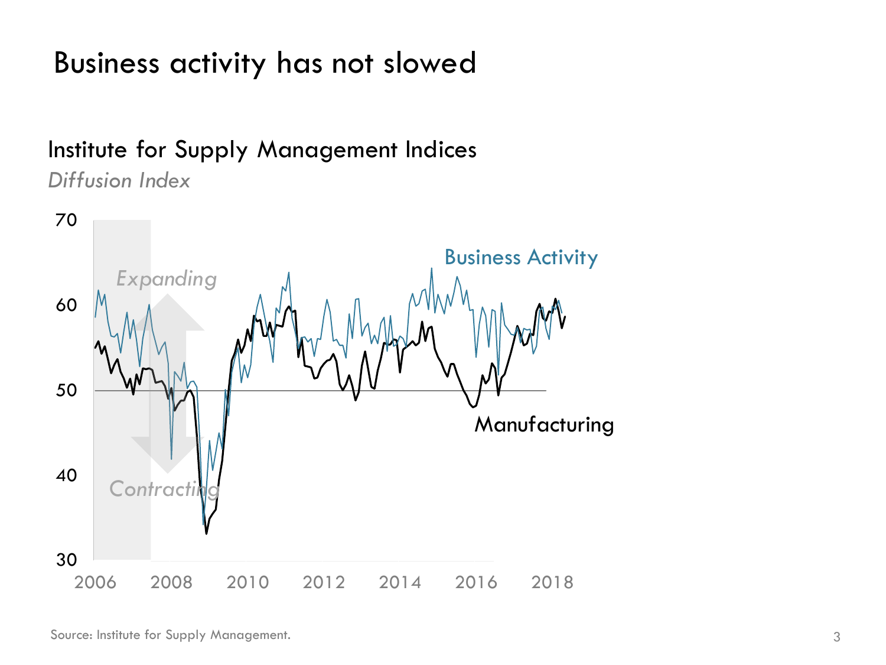# Business activity has not slowed

## Institute for Supply Management Indices

*Diffusion Index*

Source: Institute for Supply Management.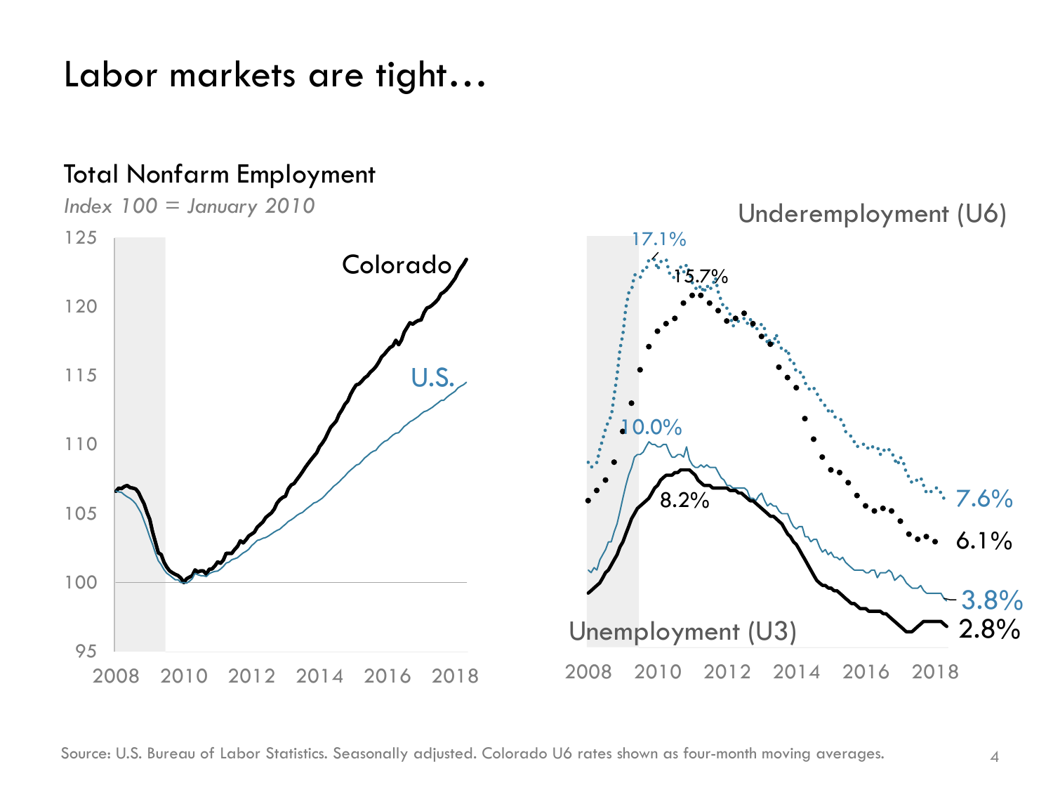# Labor markets are tight…

## Total Nonfarm Employment

*Index 100 = January 2010*

Colorado

U.S.

Underemployment (U6)

17.1%

15.7%

10.0%

8.2%

7.6%

6.1%

3.8%

2.8%

Unemployment (U3)

Source: U.S. Bureau of Labor Statistics. Seasonally adjusted. Colorado U6 rates shown as four-month moving averages.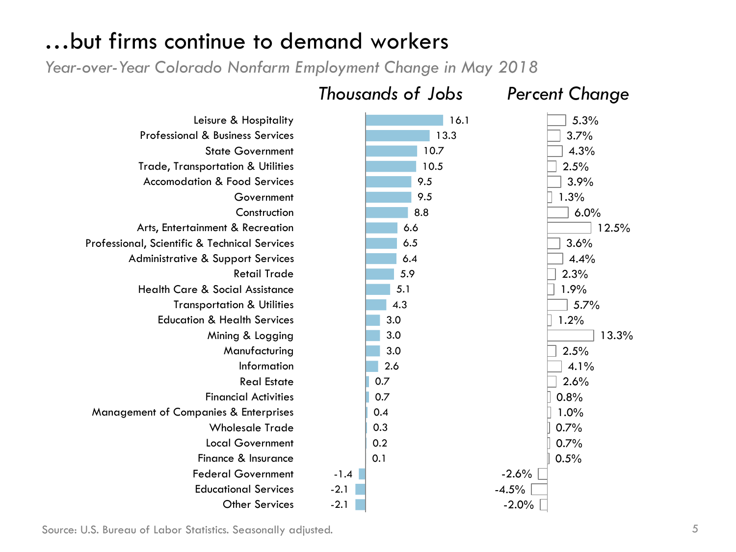# …but firms continue to demand workers

*Year-over-Year Colorado Nonfarm Employment Change in May 2018*

| | Thousands of Jobs | Percent Change |
|---|---|---|
| Leisure & Hospitality | 16.1 | 5.3% |
| Professional & Business Services | 13.3 | 3.7% |
| State Government | 10.7 | 4.3% |
| Trade, Transportation & Utilities | 10.5 | 2.5% |
| Accomodation & Food Services | 9.5 | 3.9% |
| Government | 9.5 | 1.3% |
| Construction | 8.8 | 6.0% |
| Arts, Entertainment & Recreation | 6.6 | 12.5% |
| Professional, Scientific & Technical Services | 6.5 | 3.6% |
| Administrative & Support Services | 6.4 | 4.4% |
| Retail Trade | 5.9 | 2.3% |
| Health Care & Social Assistance | 5.1 | 1.9% |
| Transportation & Utilities | 4.3 | 5.7% |
| Education & Health Services | 3.0 | 1.2% |
| Mining & Logging | 3.0 | 13.3% |
| Manufacturing | 3.0 | 2.5% |
| Information | 2.6 | 4.1% |
| Real Estate | 0.7 | 2.6% |
| Financial Activities | 0.7 | 0.8% |
| Management of Companies & Enterprises | 0.4 | 1.0% |
| Wholesale Trade | 0.3 | 0.7% |
| Local Government | 0.2 | 0.7% |
| Finance & Insurance | 0.1 | 0.5% |
| Federal Government | -1.4 | -2.6% |
| Educational Services | -2.1 | -4.5% |
| Other Services | -2.1 | -2.0% |

Source: U.S. Bureau of Labor Statistics. Seasonally adjusted.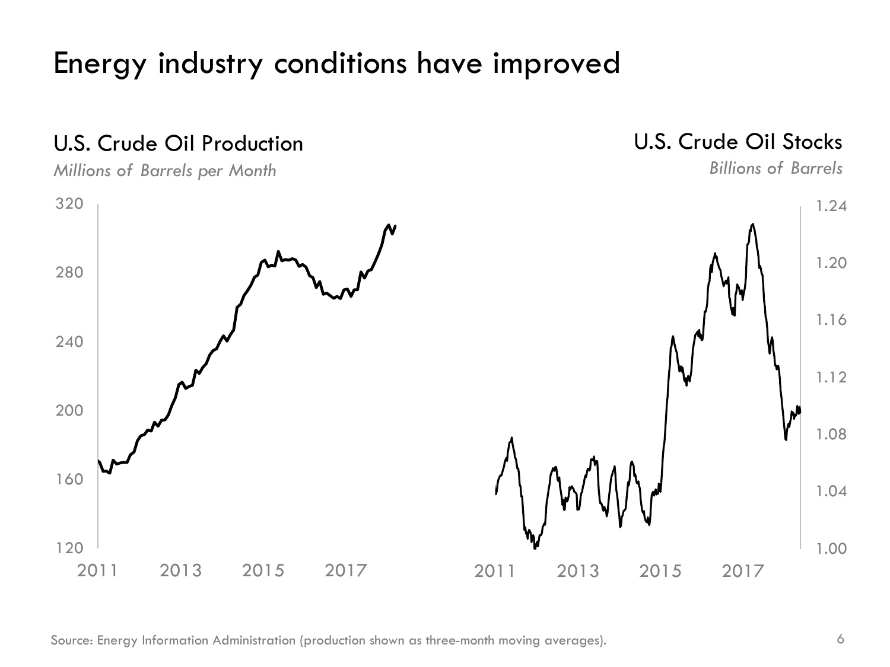# Energy industry conditions have improved

## U.S. Crude Oil Production

*Millions of Barrels per Month*

320
280
240
200
160
120

2011 2013 2015 2017

## U.S. Crude Oil Stocks

*Billions of Barrels*

1.24
1.20
1.16
1.12
1.08
1.04
1.00

2011 2013 2015 2017

Source: Energy Information Administration (production shown as three-month moving averages).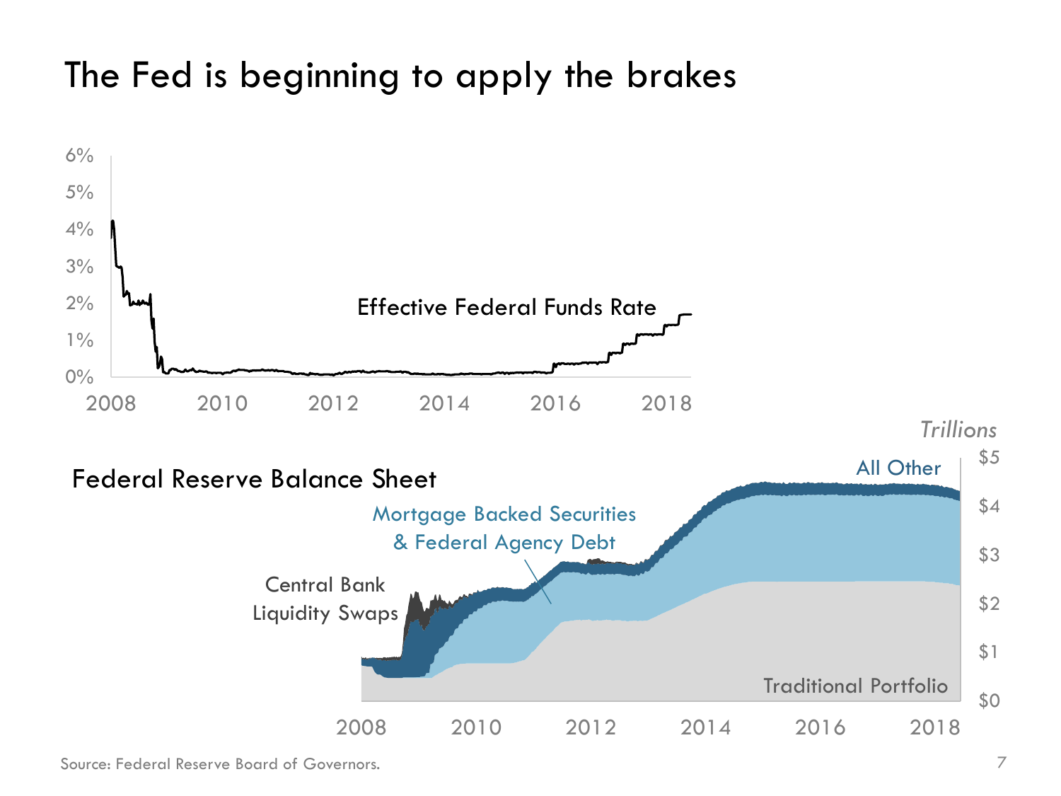# The Fed is beginning to apply the brakes

Effective Federal Funds Rate

Federal Reserve Balance Sheet

Central Bank Liquidity Swaps

Mortgage Backed Securities & Federal Agency Debt

All Other

Traditional Portfolio

*Trillions*

Source: Federal Reserve Board of Governors.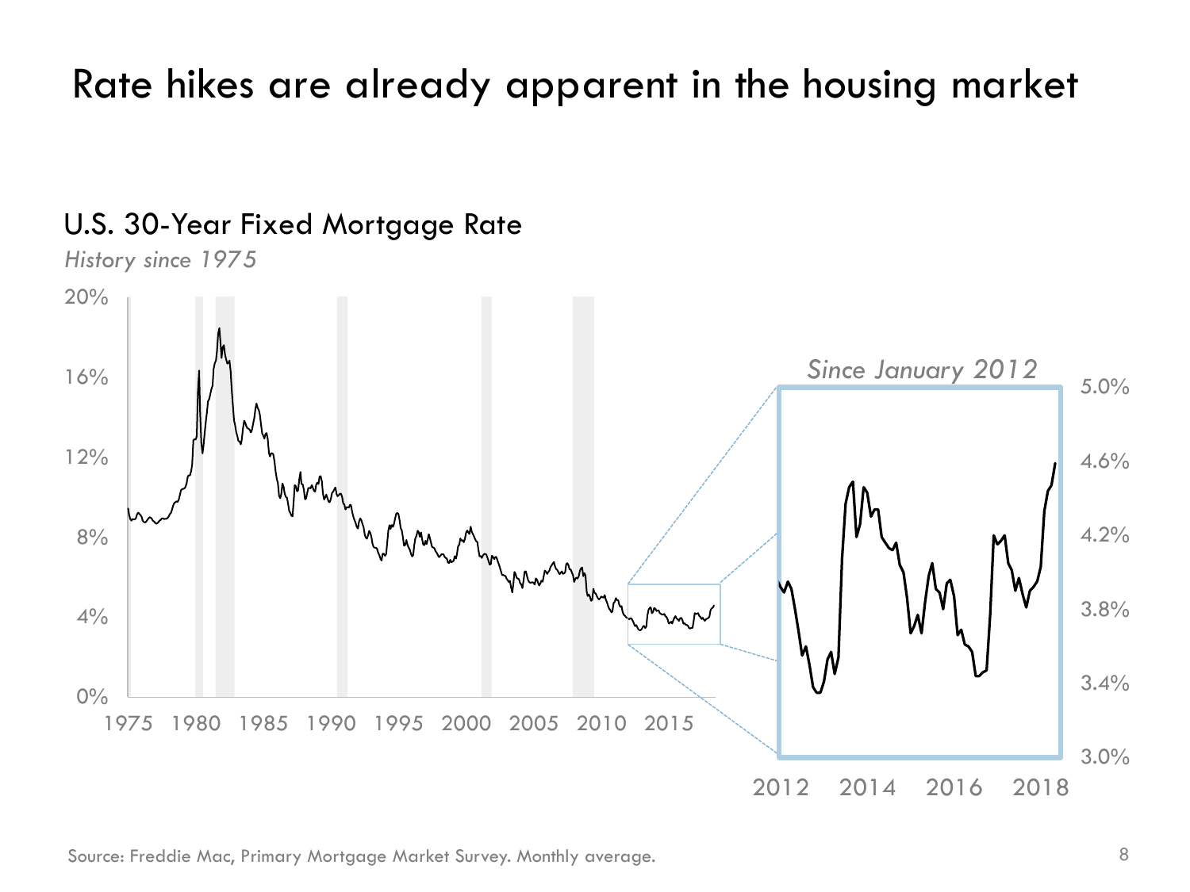# Rate hikes are already apparent in the housing market

## U.S. 30-Year Fixed Mortgage Rate

*History since 1975*

20%
16%
12%
8%
4%
0%

1975 1980 1985 1990 1995 2000 2005 2010 2015

*Since January 2012*

5.0%
4.6%
4.2%
3.8%
3.4%
3.0%

2012 2014 2016 2018

Source: Freddie Mac, Primary Mortgage Market Survey. Monthly average.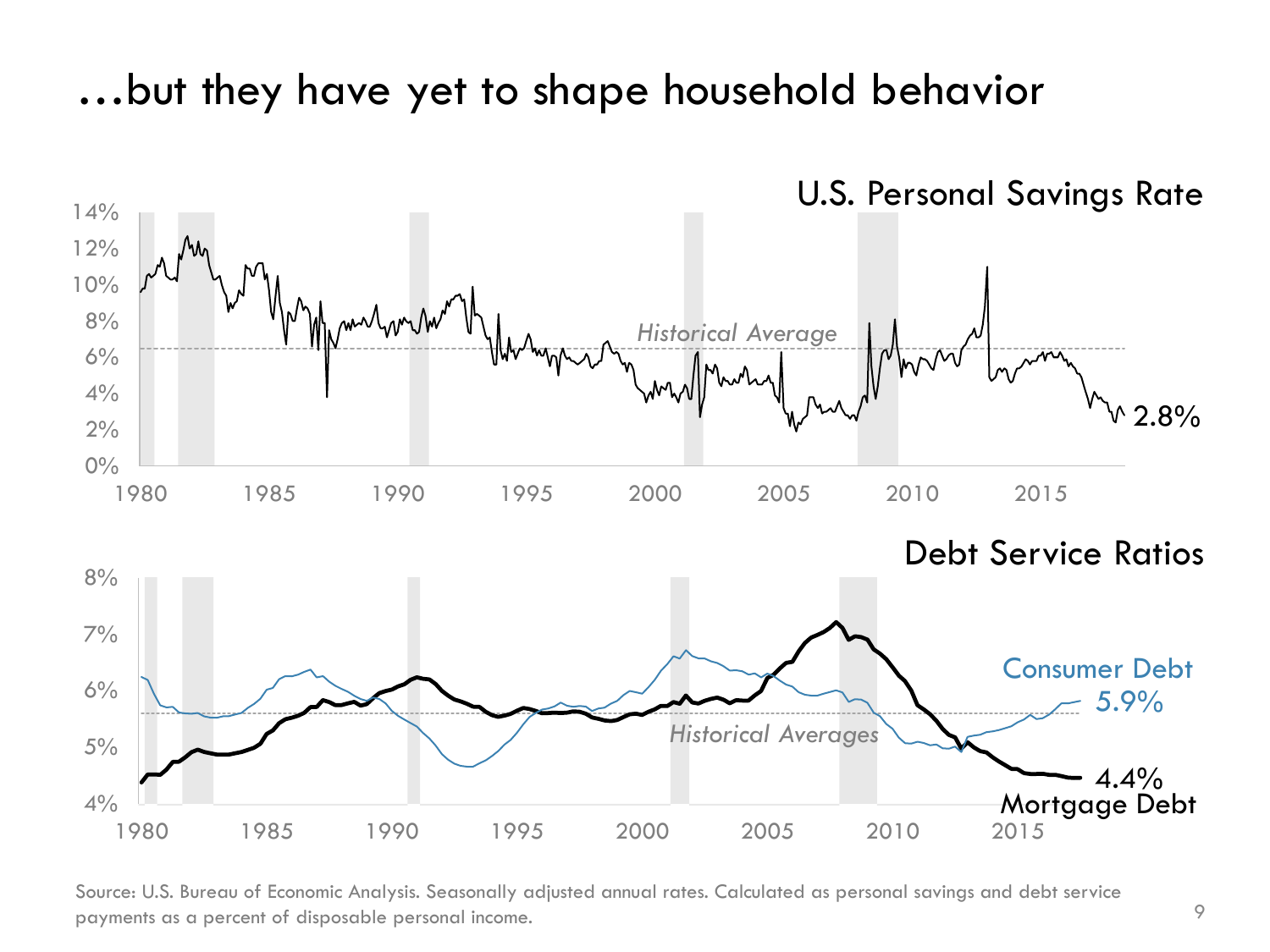# …but they have yet to shape household behavior

## U.S. Personal Savings Rate

Historical Average

2.8%

## Debt Service Ratios

Consumer Debt 5.9%

Historical Averages

4.4% Mortgage Debt

Source: U.S. Bureau of Economic Analysis. Seasonally adjusted annual rates. Calculated as personal savings and debt service payments as a percent of disposable personal income.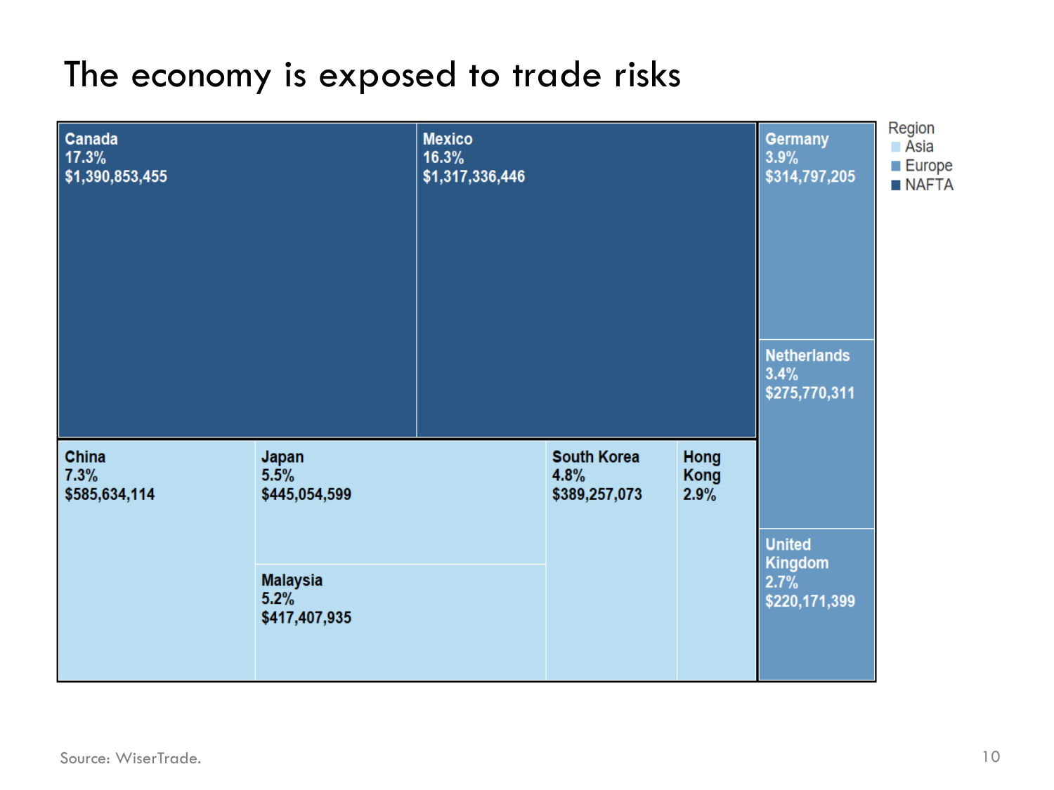# The economy is exposed to trade risks

| Country | Region | Share | Value |
|---|---|---|---|
| Canada | NAFTA | 17.3% | $1,390,853,455 |
| Mexico | NAFTA | 16.3% | $1,317,336,446 |
| China | Asia | 7.3% | $585,634,114 |
| Japan | Asia | 5.5% | $445,054,599 |
| Malaysia | Asia | 5.2% | $417,407,935 |
| South Korea | Asia | 4.8% | $389,257,073 |
| Hong Kong | Asia | 2.9% | |
| Germany | Europe | 3.9% | $314,797,205 |
| Netherlands | Europe | 3.4% | $275,770,311 |
| United Kingdom | Europe | 2.7% | $220,171,399 |

Source: WiserTrade.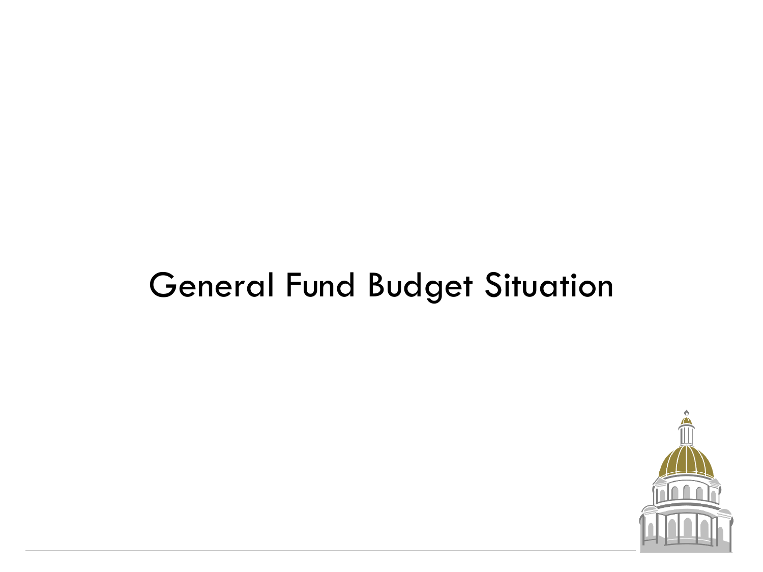# General Fund Budget Situation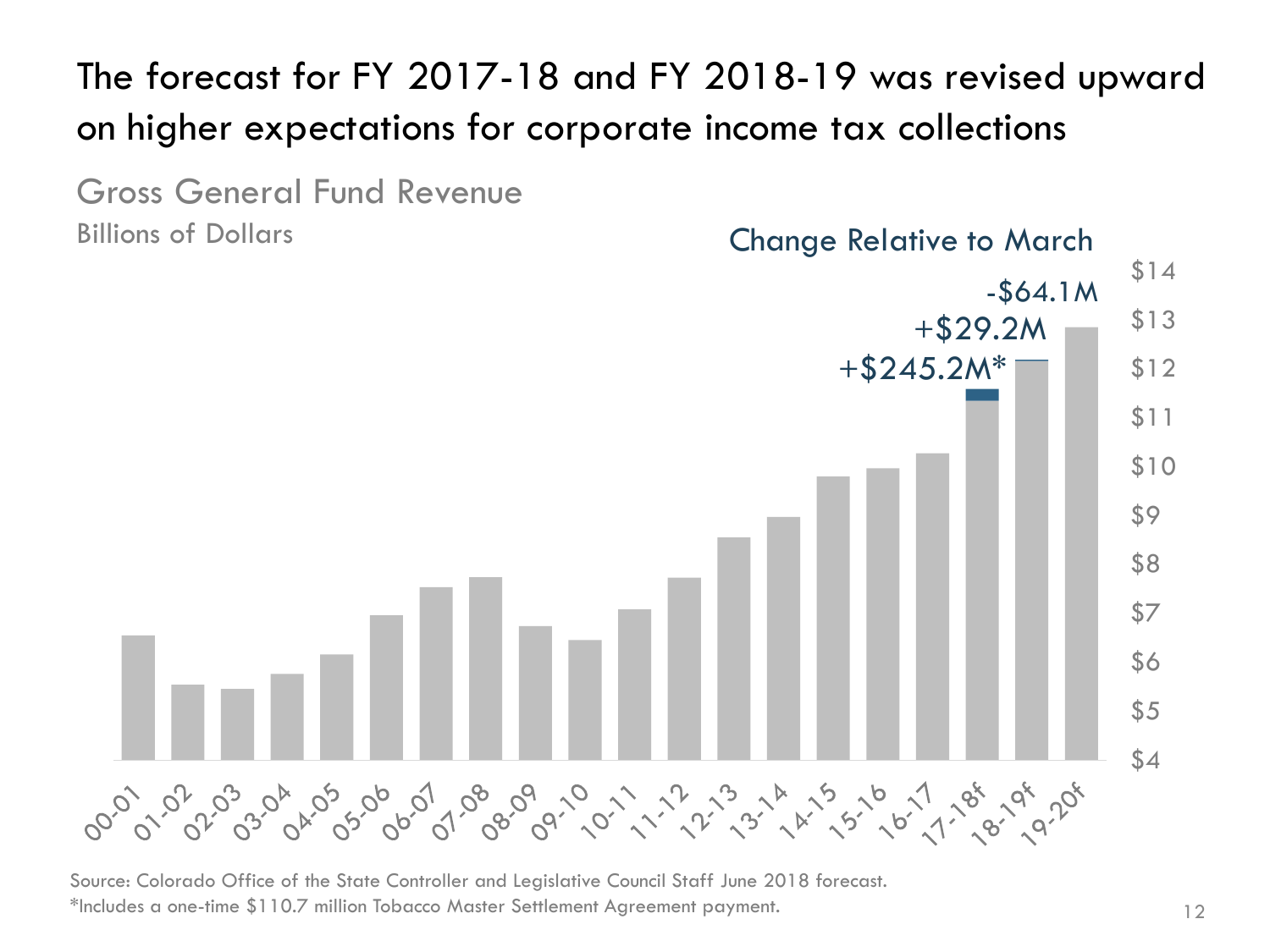# The forecast for FY 2017-18 and FY 2018-19 was revised upward on higher expectations for corporate income tax collections

## Gross General Fund Revenue

Billions of Dollars

Change Relative to March

- 17-18f: +$245.2M*
- 18-19f: +$29.2M
- 19-20f: -$64.1M

Source: Colorado Office of the State Controller and Legislative Council Staff June 2018 forecast.

*Includes a one-time $110.7 million Tobacco Master Settlement Agreement payment.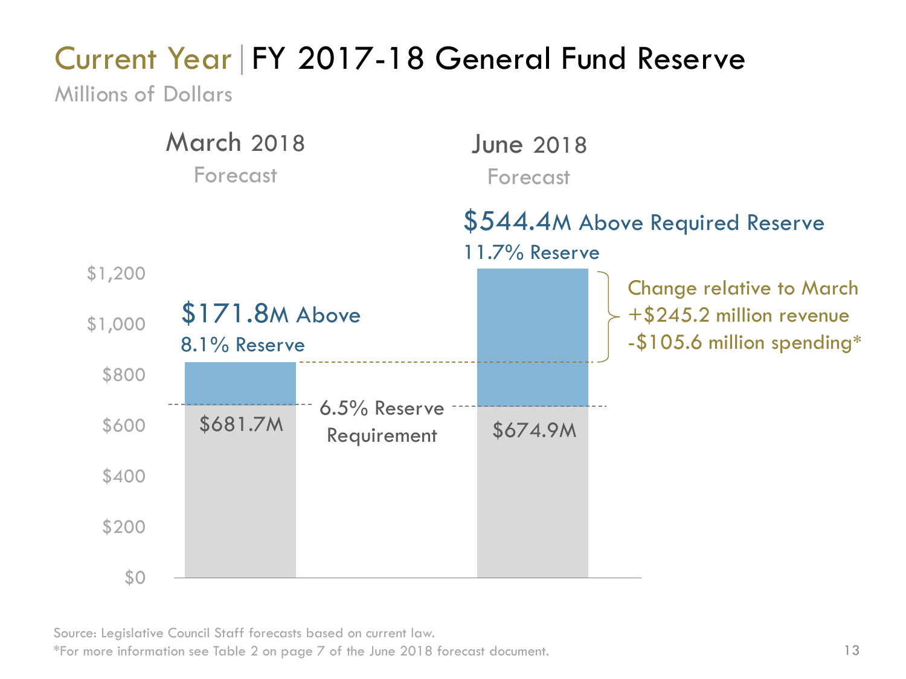# Current Year | FY 2017-18 General Fund Reserve

Millions of Dollars

| | March 2018 Forecast | June 2018 Forecast |
|---|---|---|
| Above Required Reserve | $171.8M Above | $544.4M Above Required Reserve |
| Reserve | 8.1% Reserve | 11.7% Reserve |
| 6.5% Reserve Requirement | $681.7M | $674.9M |

Change relative to March
+$245.2 million revenue
-$105.6 million spending*

Source: Legislative Council Staff forecasts based on current law.

*For more information see Table 2 on page 7 of the June 2018 forecast document.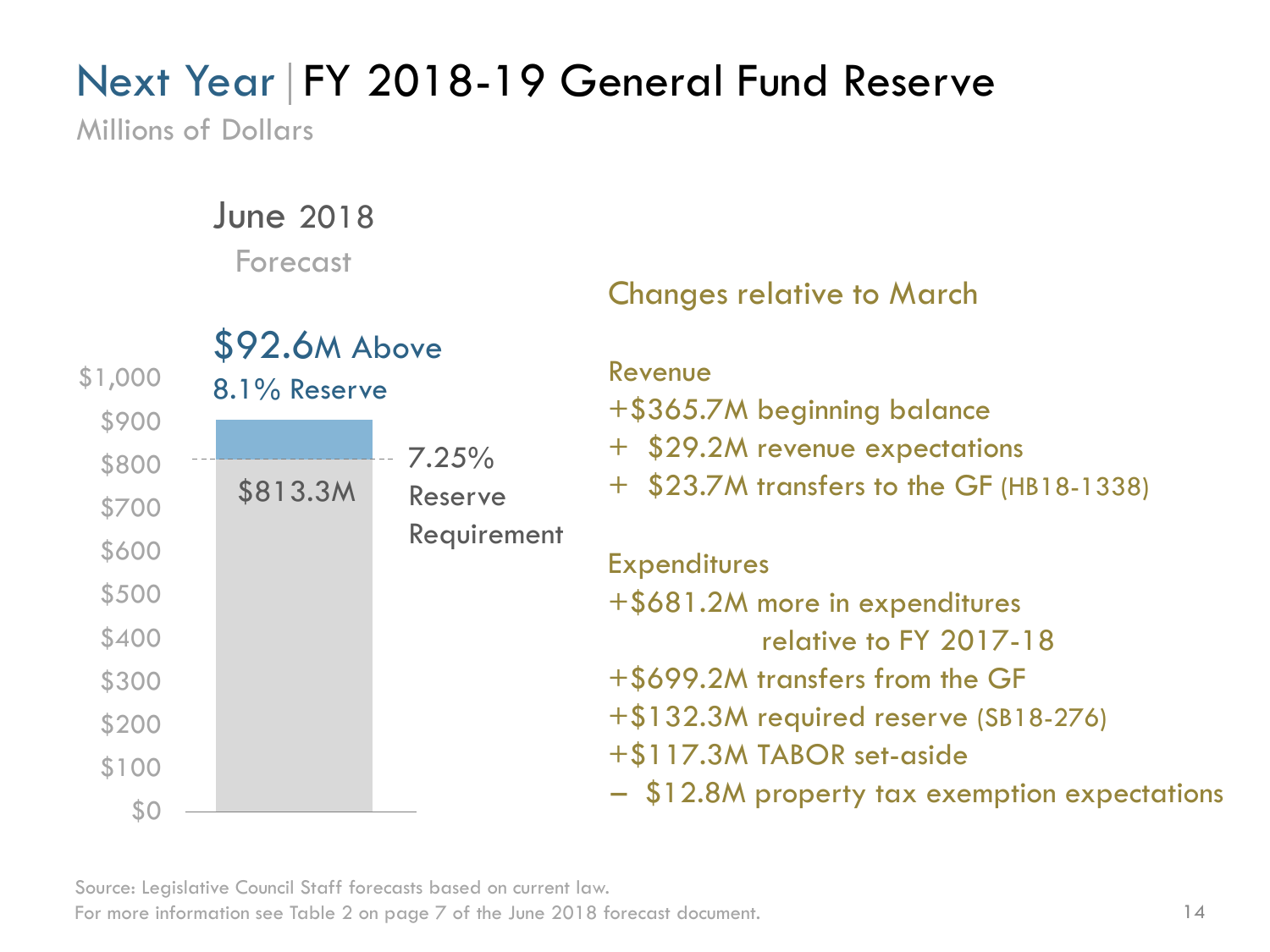# Next Year | FY 2018-19 General Fund Reserve

Millions of Dollars

June 2018

Forecast

$92.6M Above

8.1% Reserve

$1,000
$900
$800
$700
$600
$500
$400
$300
$200
$100
$0

$813.3M

7.25% Reserve Requirement

## Changes relative to March

**Revenue**

- +$365.7M beginning balance
- + $29.2M revenue expectations
- + $23.7M transfers to the GF (HB18-1338)

**Expenditures**

- +$681.2M more in expenditures relative to FY 2017-18
- +$699.2M transfers from the GF
- +$132.3M required reserve (SB18-276)
- +$117.3M TABOR set-aside
- − $12.8M property tax exemption expectations

Source: Legislative Council Staff forecasts based on current law.
For more information see Table 2 on page 7 of the June 2018 forecast document.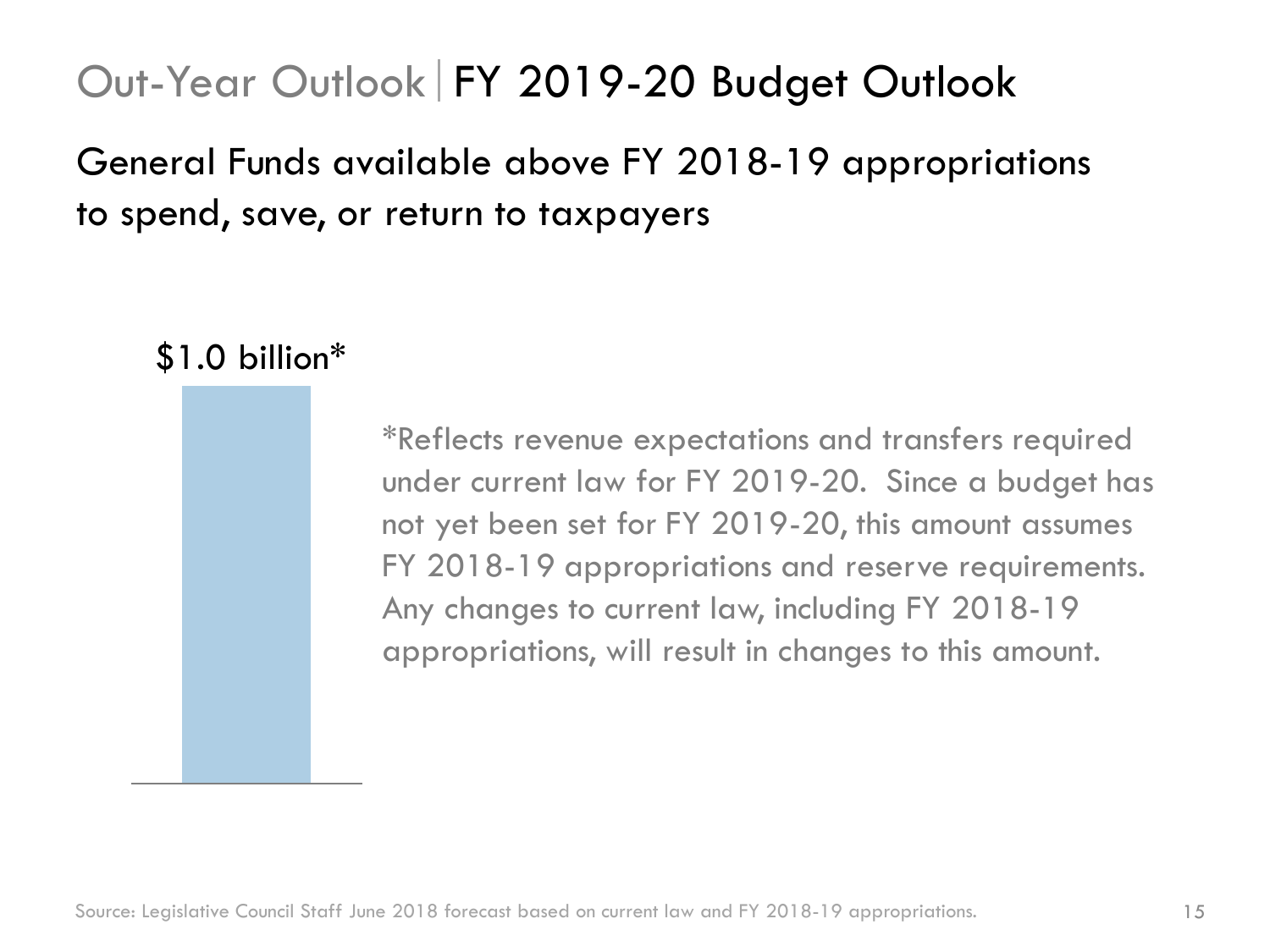# Out-Year Outlook | FY 2019-20 Budget Outlook

## General Funds available above FY 2018-19 appropriations to spend, save, or return to taxpayers

$1.0 billion*

*Reflects revenue expectations and transfers required under current law for FY 2019-20. Since a budget has not yet been set for FY 2019-20, this amount assumes FY 2018-19 appropriations and reserve requirements. Any changes to current law, including FY 2018-19 appropriations, will result in changes to this amount.

Source: Legislative Council Staff June 2018 forecast based on current law and FY 2018-19 appropriations.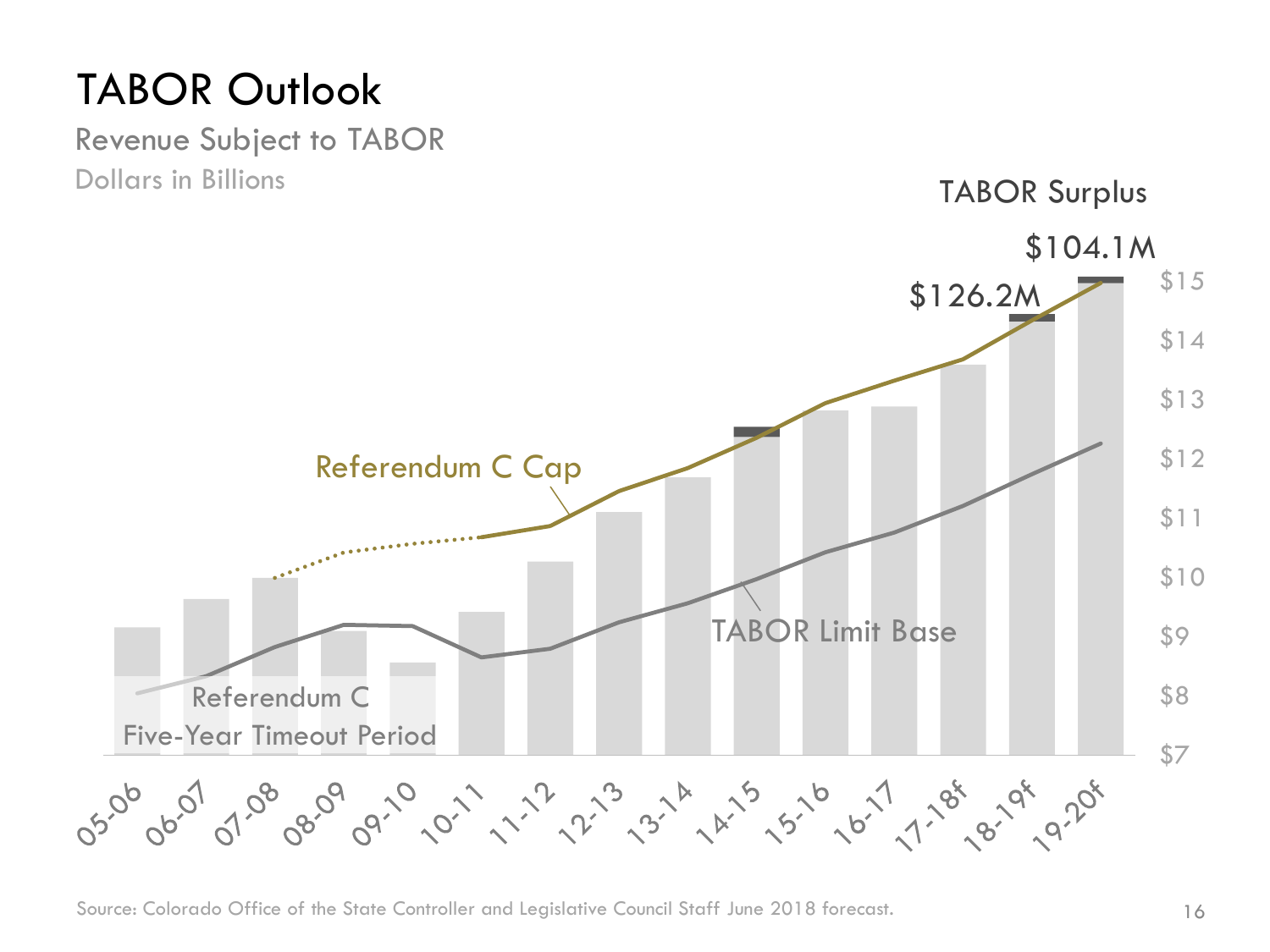# TABOR Outlook

Revenue Subject to TABOR

Dollars in Billions

TABOR Surplus

$104.1M

$126.2M

Referendum C Cap

TABOR Limit Base

Referendum C Five-Year Timeout Period

$15
$14
$13
$12
$11
$10
$9
$8
$7

05-06, 06-07, 07-08, 08-09, 09-10, 10-11, 11-12, 12-13, 13-14, 14-15, 15-16, 16-17, 17-18f, 18-19f, 19-20f

Source: Colorado Office of the State Controller and Legislative Council Staff June 2018 forecast.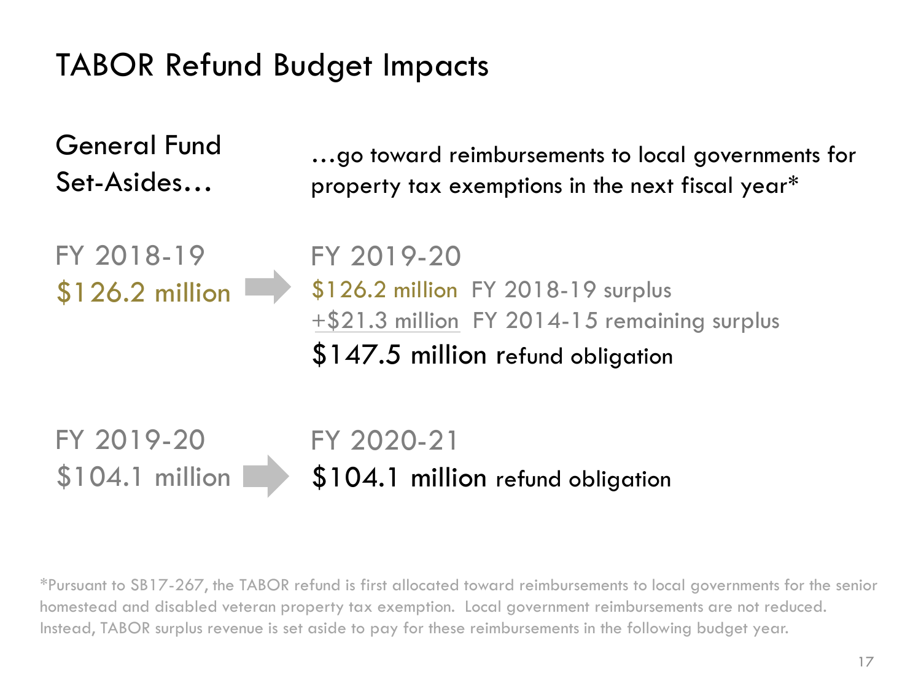# TABOR Refund Budget Impacts

General Fund Set-Asides… …go toward reimbursements to local governments for property tax exemptions in the next fiscal year*

FY 2018-19
$126.2 million → FY 2019-20
$126.2 million FY 2018-19 surplus
+$21.3 million FY 2014-15 remaining surplus
**$147.5 million** refund obligation

FY 2019-20
$104.1 million → FY 2020-21
**$104.1 million** refund obligation

*Pursuant to SB17-267, the TABOR refund is first allocated toward reimbursements to local governments for the senior homestead and disabled veteran property tax exemption. Local government reimbursements are not reduced. Instead, TABOR surplus revenue is set aside to pay for these reimbursements in the following budget year.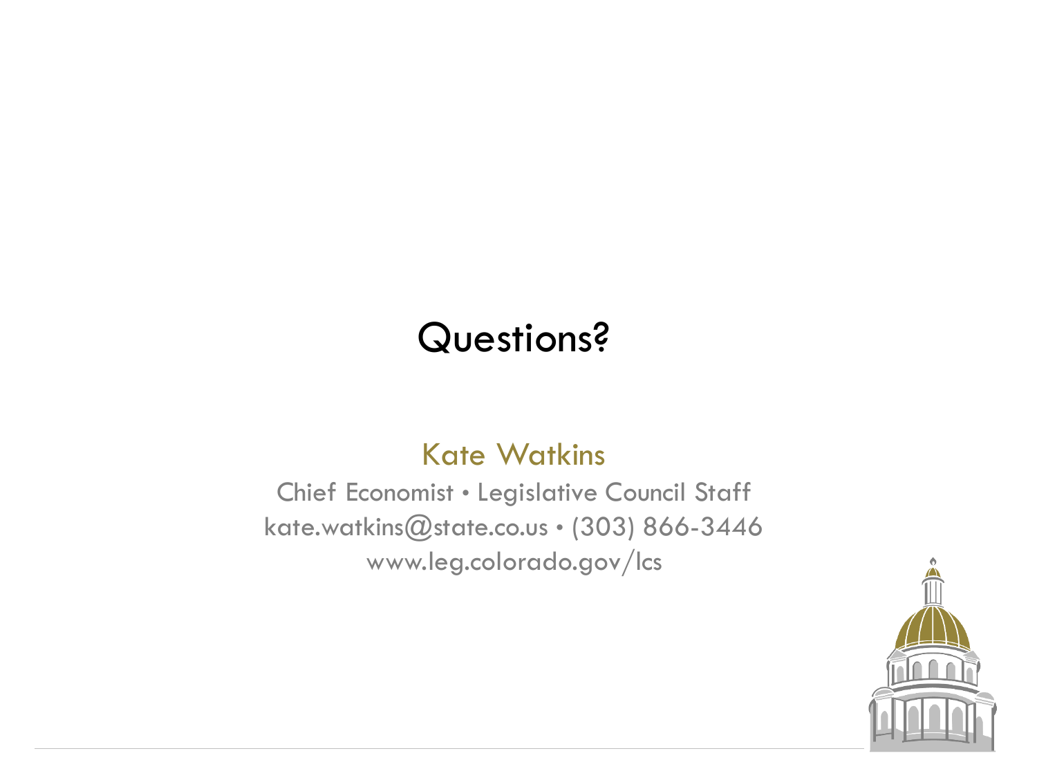# Questions?

Kate Watkins

Chief Economist • Legislative Council Staff

kate.watkins@state.co.us • (303) 866-3446

www.leg.colorado.gov/lcs